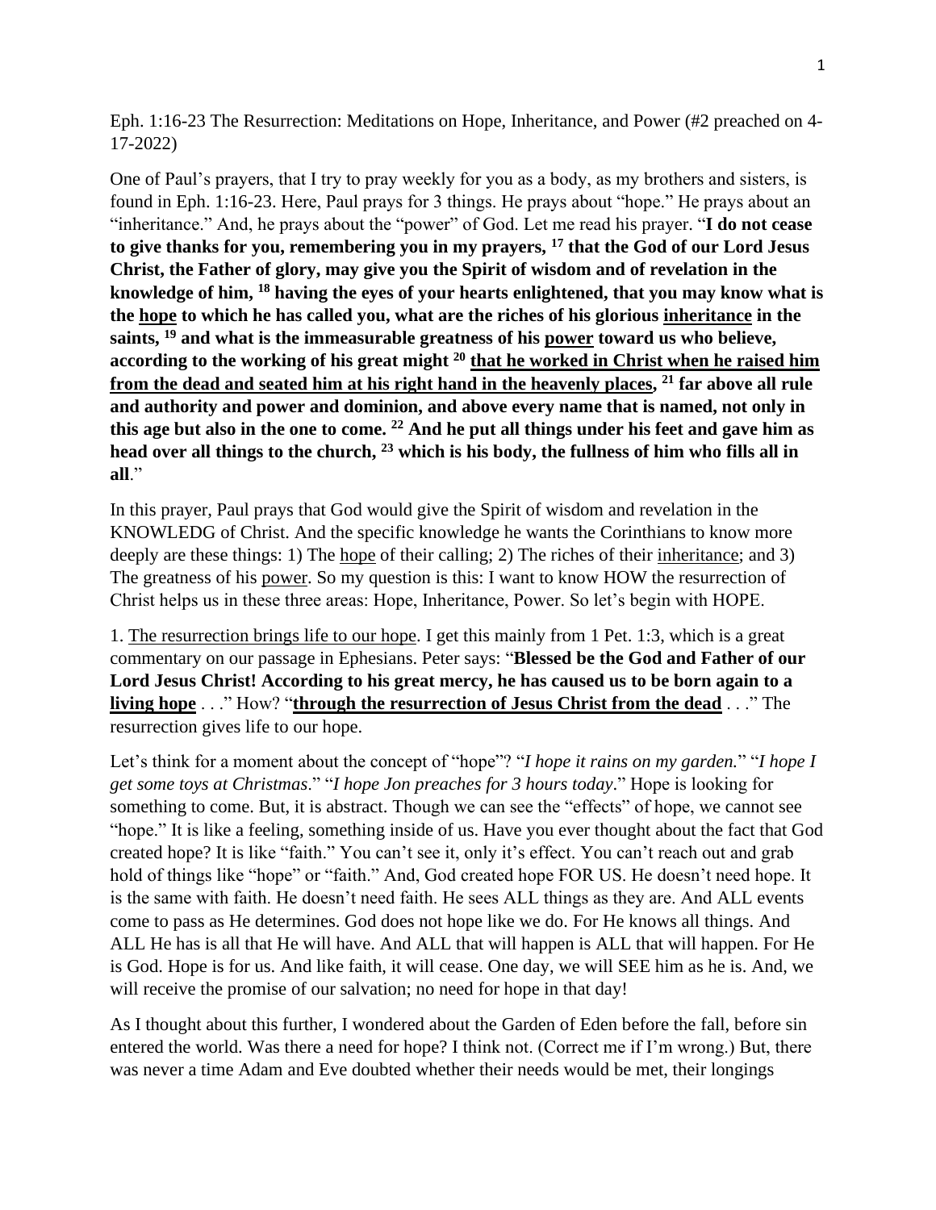Eph. 1:16-23 The Resurrection: Meditations on Hope, Inheritance, and Power (#2 preached on 4-17-2022)

One of Paul's prayers, that I try to pray weekly for you as a body, as my brothers and sisters, is found in Eph. 1:16-23. Here, Paul prays for 3 things. He prays about "hope." He prays about an "inheritance." And, he prays about the "power" of God. Let me read his prayer. "**I do not cease to give thanks for you, remembering you in my prayers, [17] that the God of our Lord Jesus Christ, the Father of glory, may give you the Spirit of wisdom and of revelation in the knowledge of him, [18] having the eyes of your hearts enlightened, that you may know what is the <u>hope</u> to which he has called you, what are the riches of his glorious <u>inheritance</u> in the saints, [19] and what is the immeasurable greatness of his <u>power</u> toward us who believe, according to the working of his great might [20] <u>that he worked in Christ when he raised him from the dead and seated him at his right hand in the heavenly places</u>, [21] far above all rule and authority and power and dominion, and above every name that is named, not only in this age but also in the one to come. [22] And he put all things under his feet and gave him as head over all things to the church, [23] which is his body, the fullness of him who fills all in all**."

In this prayer, Paul prays that God would give the Spirit of wisdom and revelation in the KNOWLEDG of Christ. And the specific knowledge he wants the Corinthians to know more deeply are these things: 1) The <u>hope</u> of their calling; 2) The riches of their <u>inheritance</u>; and 3) The greatness of his <u>power</u>. So my question is this: I want to know HOW the resurrection of Christ helps us in these three areas: Hope, Inheritance, Power. So let's begin with HOPE.

1. <u>The resurrection brings life to our hope</u>. I get this mainly from 1 Pet. 1:3, which is a great commentary on our passage in Ephesians. Peter says: "**Blessed be the God and Father of our Lord Jesus Christ! According to his great mercy, he has caused us to be born again to a <u>living hope</u>** . . ." How? "**<u>through the resurrection of Jesus Christ from the dead</u>** . . ." The resurrection gives life to our hope.

Let's think for a moment about the concept of "hope"? "*I hope it rains on my garden.*" "*I hope I get some toys at Christmas*." "*I hope Jon preaches for 3 hours today*." Hope is looking for something to come. But, it is abstract. Though we can see the "effects" of hope, we cannot see "hope." It is like a feeling, something inside of us. Have you ever thought about the fact that God created hope? It is like "faith." You can't see it, only it's effect. You can't reach out and grab hold of things like "hope" or "faith." And, God created hope FOR US. He doesn't need hope. It is the same with faith. He doesn't need faith. He sees ALL things as they are. And ALL events come to pass as He determines. God does not hope like we do. For He knows all things. And ALL He has is all that He will have. And ALL that will happen is ALL that will happen. For He is God. Hope is for us. And like faith, it will cease. One day, we will SEE him as he is. And, we will receive the promise of our salvation; no need for hope in that day!

As I thought about this further, I wondered about the Garden of Eden before the fall, before sin entered the world. Was there a need for hope? I think not. (Correct me if I'm wrong.) But, there was never a time Adam and Eve doubted whether their needs would be met, their longings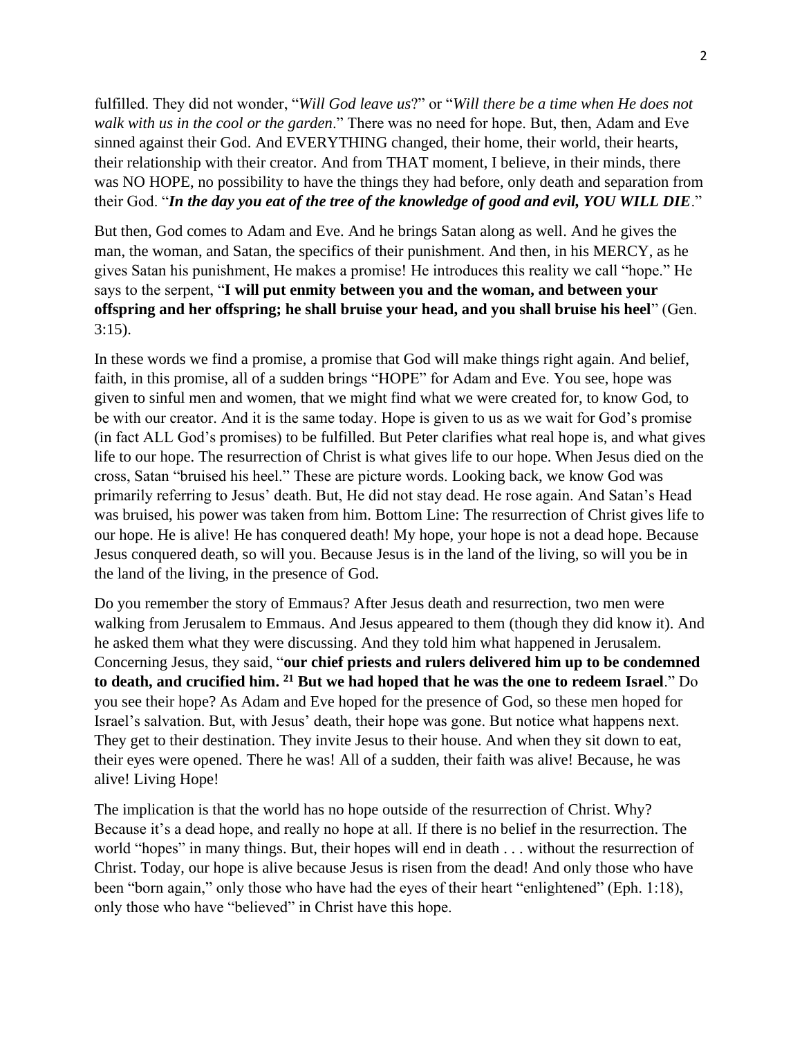fulfilled. They did not wonder, "*Will God leave us*?" or "*Will there be a time when He does not walk with us in the cool or the garden*." There was no need for hope. But, then, Adam and Eve sinned against their God. And EVERYTHING changed, their home, their world, their hearts, their relationship with their creator. And from THAT moment, I believe, in their minds, there was NO HOPE, no possibility to have the things they had before, only death and separation from their God. "***In the day you eat of the tree of the knowledge of good and evil, YOU WILL DIE***."

But then, God comes to Adam and Eve. And he brings Satan along as well. And he gives the man, the woman, and Satan, the specifics of their punishment. And then, in his MERCY, as he gives Satan his punishment, He makes a promise! He introduces this reality we call "hope." He says to the serpent, "**I will put enmity between you and the woman, and between your offspring and her offspring; he shall bruise your head, and you shall bruise his heel**" (Gen. 3:15).

In these words we find a promise, a promise that God will make things right again. And belief, faith, in this promise, all of a sudden brings "HOPE" for Adam and Eve. You see, hope was given to sinful men and women, that we might find what we were created for, to know God, to be with our creator. And it is the same today. Hope is given to us as we wait for God's promise (in fact ALL God's promises) to be fulfilled. But Peter clarifies what real hope is, and what gives life to our hope. The resurrection of Christ is what gives life to our hope. When Jesus died on the cross, Satan "bruised his heel." These are picture words. Looking back, we know God was primarily referring to Jesus' death. But, He did not stay dead. He rose again. And Satan's Head was bruised, his power was taken from him. Bottom Line: The resurrection of Christ gives life to our hope. He is alive! He has conquered death! My hope, your hope is not a dead hope. Because Jesus conquered death, so will you. Because Jesus is in the land of the living, so will you be in the land of the living, in the presence of God.

Do you remember the story of Emmaus? After Jesus death and resurrection, two men were walking from Jerusalem to Emmaus. And Jesus appeared to them (though they did know it). And he asked them what they were discussing. And they told him what happened in Jerusalem. Concerning Jesus, they said, "**our chief priests and rulers delivered him up to be condemned to death, and crucified him. [21] But we had hoped that he was the one to redeem Israel**." Do you see their hope? As Adam and Eve hoped for the presence of God, so these men hoped for Israel's salvation. But, with Jesus' death, their hope was gone. But notice what happens next. They get to their destination. They invite Jesus to their house. And when they sit down to eat, their eyes were opened. There he was! All of a sudden, their faith was alive! Because, he was alive! Living Hope!

The implication is that the world has no hope outside of the resurrection of Christ. Why? Because it's a dead hope, and really no hope at all. If there is no belief in the resurrection. The world "hopes" in many things. But, their hopes will end in death . . . without the resurrection of Christ. Today, our hope is alive because Jesus is risen from the dead! And only those who have been "born again," only those who have had the eyes of their heart "enlightened" (Eph. 1:18), only those who have "believed" in Christ have this hope.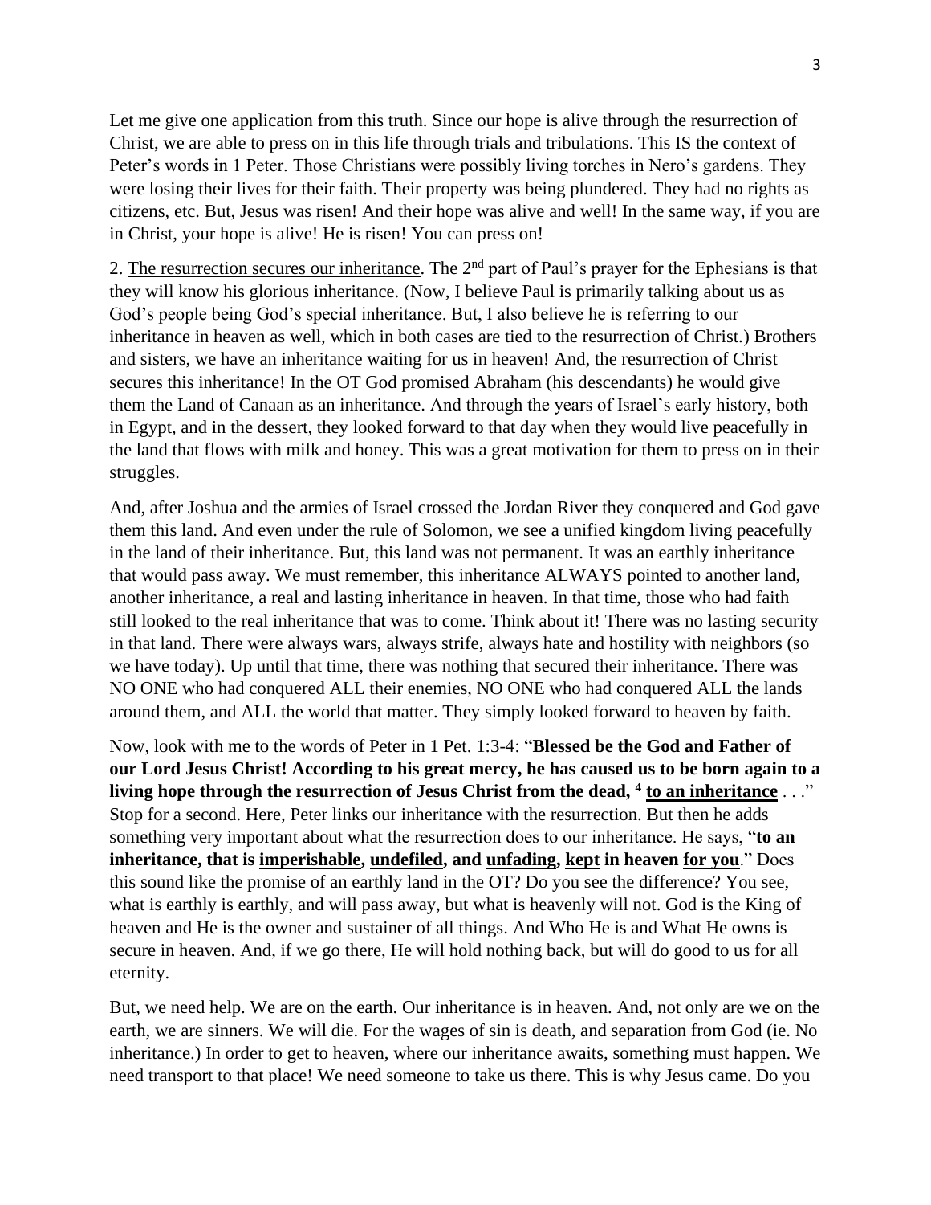Let me give one application from this truth. Since our hope is alive through the resurrection of Christ, we are able to press on in this life through trials and tribulations. This IS the context of Peter's words in 1 Peter. Those Christians were possibly living torches in Nero's gardens. They were losing their lives for their faith. Their property was being plundered. They had no rights as citizens, etc. But, Jesus was risen! And their hope was alive and well! In the same way, if you are in Christ, your hope is alive! He is risen! You can press on!

2. <u>The resurrection secures our inheritance</u>. The 2nd part of Paul's prayer for the Ephesians is that they will know his glorious inheritance. (Now, I believe Paul is primarily talking about us as God's people being God's special inheritance. But, I also believe he is referring to our inheritance in heaven as well, which in both cases are tied to the resurrection of Christ.) Brothers and sisters, we have an inheritance waiting for us in heaven! And, the resurrection of Christ secures this inheritance! In the OT God promised Abraham (his descendants) he would give them the Land of Canaan as an inheritance. And through the years of Israel's early history, both in Egypt, and in the dessert, they looked forward to that day when they would live peacefully in the land that flows with milk and honey. This was a great motivation for them to press on in their struggles.

And, after Joshua and the armies of Israel crossed the Jordan River they conquered and God gave them this land. And even under the rule of Solomon, we see a unified kingdom living peacefully in the land of their inheritance. But, this land was not permanent. It was an earthly inheritance that would pass away. We must remember, this inheritance ALWAYS pointed to another land, another inheritance, a real and lasting inheritance in heaven. In that time, those who had faith still looked to the real inheritance that was to come. Think about it! There was no lasting security in that land. There were always wars, always strife, always hate and hostility with neighbors (so we have today). Up until that time, there was nothing that secured their inheritance. There was NO ONE who had conquered ALL their enemies, NO ONE who had conquered ALL the lands around them, and ALL the world that matter. They simply looked forward to heaven by faith.

Now, look with me to the words of Peter in 1 Pet. 1:3-4: "**Blessed be the God and Father of our Lord Jesus Christ! According to his great mercy, he has caused us to be born again to a living hope through the resurrection of Jesus Christ from the dead, [4] <u>to an inheritance</u>** . . ." Stop for a second. Here, Peter links our inheritance with the resurrection. But then he adds something very important about what the resurrection does to our inheritance. He says, "**to an inheritance, that is <u>imperishable</u>, <u>undefiled</u>, and <u>unfading</u>, <u>kept</u> in heaven <u>for you</u>**." Does this sound like the promise of an earthly land in the OT? Do you see the difference? You see, what is earthly is earthly, and will pass away, but what is heavenly will not. God is the King of heaven and He is the owner and sustainer of all things. And Who He is and What He owns is secure in heaven. And, if we go there, He will hold nothing back, but will do good to us for all eternity.

But, we need help. We are on the earth. Our inheritance is in heaven. And, not only are we on the earth, we are sinners. We will die. For the wages of sin is death, and separation from God (ie. No inheritance.) In order to get to heaven, where our inheritance awaits, something must happen. We need transport to that place! We need someone to take us there. This is why Jesus came. Do you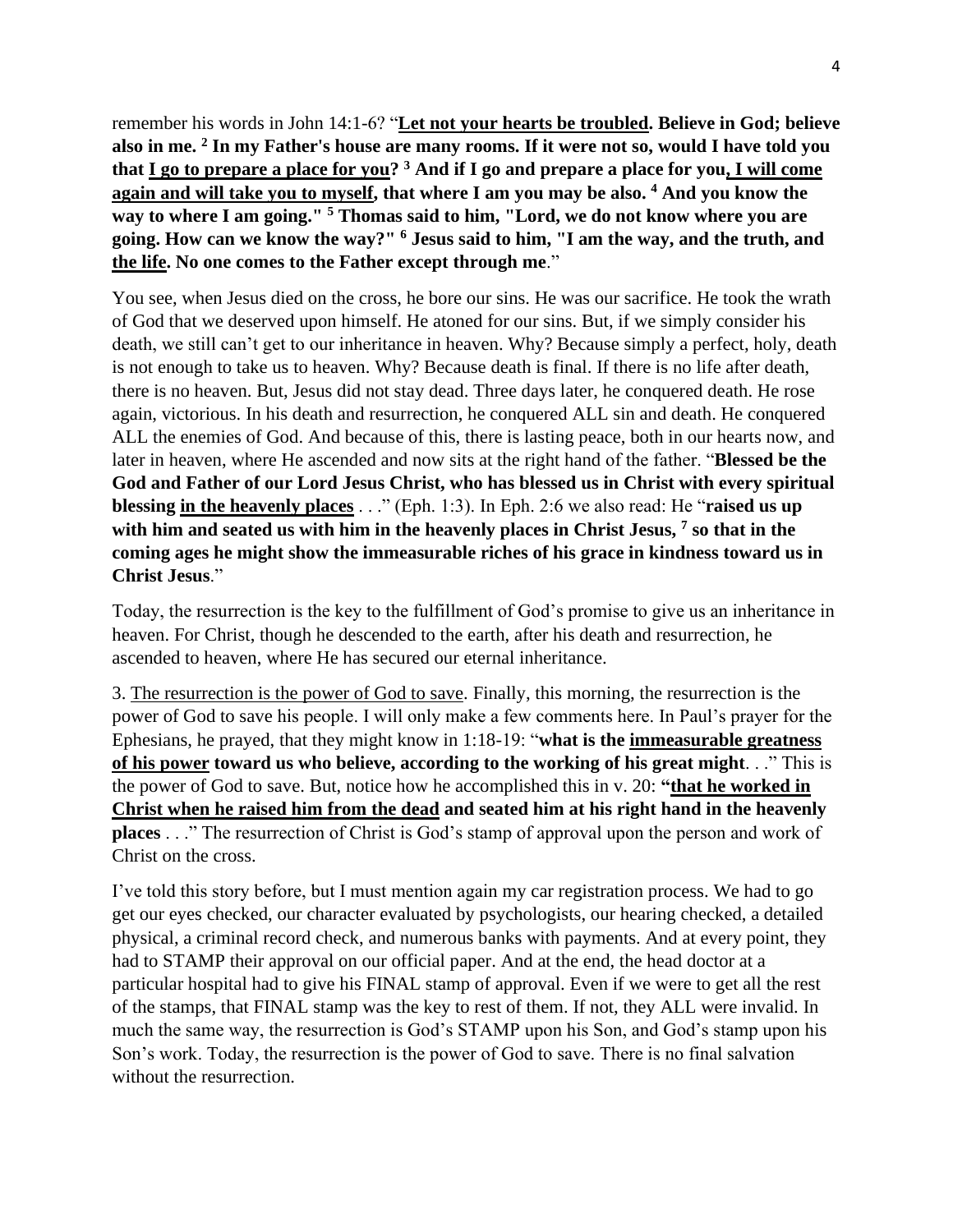remember his words in John 14:1-6? "<u>**Let not your hearts be troubled**</u>**. Believe in God; believe also in me. [2] In my Father's house are many rooms. If it were not so, would I have told you that <u>I go to prepare a place for you</u>? [3] And if I go and prepare a place for you<u>, I will come again and will take you to myself</u>, that where I am you may be also. [4] And you know the way to where I am going." [5] Thomas said to him, "Lord, we do not know where you are going. How can we know the way?" [6] Jesus said to him, "I am the way, and the truth, and <u>the life</u>. No one comes to the Father except through me**."

You see, when Jesus died on the cross, he bore our sins. He was our sacrifice. He took the wrath of God that we deserved upon himself. He atoned for our sins. But, if we simply consider his death, we still can't get to our inheritance in heaven. Why? Because simply a perfect, holy, death is not enough to take us to heaven. Why? Because death is final. If there is no life after death, there is no heaven. But, Jesus did not stay dead. Three days later, he conquered death. He rose again, victorious. In his death and resurrection, he conquered ALL sin and death. He conquered ALL the enemies of God. And because of this, there is lasting peace, both in our hearts now, and later in heaven, where He ascended and now sits at the right hand of the father. "**Blessed be the God and Father of our Lord Jesus Christ, who has blessed us in Christ with every spiritual blessing <u>in the heavenly places</u>** . . ." (Eph. 1:3). In Eph. 2:6 we also read: He "**raised us up with him and seated us with him in the heavenly places in Christ Jesus, [7] so that in the coming ages he might show the immeasurable riches of his grace in kindness toward us in Christ Jesus**."

Today, the resurrection is the key to the fulfillment of God's promise to give us an inheritance in heaven. For Christ, though he descended to the earth, after his death and resurrection, he ascended to heaven, where He has secured our eternal inheritance.

3. <u>The resurrection is the power of God to save</u>. Finally, this morning, the resurrection is the power of God to save his people. I will only make a few comments here. In Paul's prayer for the Ephesians, he prayed, that they might know in 1:18-19: "**what is the <u>immeasurable greatness of his power</u> toward us who believe, according to the working of his great might**. . ." This is the power of God to save. But, notice how he accomplished this in v. 20: **"<u>that he worked in Christ when he raised him from the dead</u> and seated him at his right hand in the heavenly places** . . ." The resurrection of Christ is God's stamp of approval upon the person and work of Christ on the cross.

I've told this story before, but I must mention again my car registration process. We had to go get our eyes checked, our character evaluated by psychologists, our hearing checked, a detailed physical, a criminal record check, and numerous banks with payments. And at every point, they had to STAMP their approval on our official paper. And at the end, the head doctor at a particular hospital had to give his FINAL stamp of approval. Even if we were to get all the rest of the stamps, that FINAL stamp was the key to rest of them. If not, they ALL were invalid. In much the same way, the resurrection is God's STAMP upon his Son, and God's stamp upon his Son's work. Today, the resurrection is the power of God to save. There is no final salvation without the resurrection.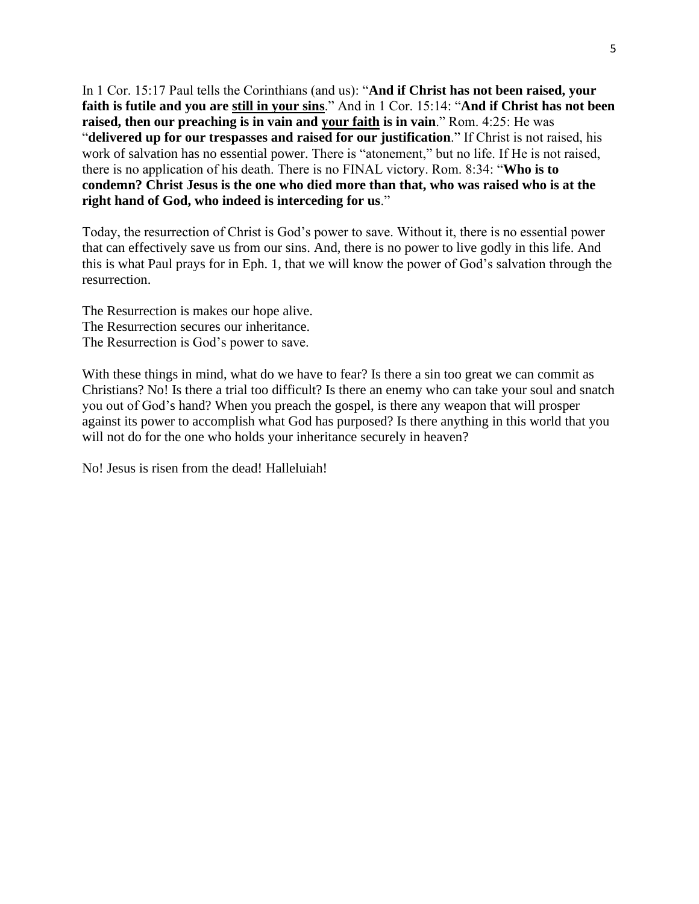In 1 Cor. 15:17 Paul tells the Corinthians (and us): "**And if Christ has not been raised, your faith is futile and you are <u>still in your sins</u>**." And in 1 Cor. 15:14: "**And if Christ has not been raised, then our preaching is in vain and <u>your faith</u> is in vain**." Rom. 4:25: He was "**delivered up for our trespasses and raised for our justification**." If Christ is not raised, his work of salvation has no essential power. There is "atonement," but no life. If He is not raised, there is no application of his death. There is no FINAL victory. Rom. 8:34: "**Who is to condemn? Christ Jesus is the one who died more than that, who was raised who is at the right hand of God, who indeed is interceding for us**."

Today, the resurrection of Christ is God's power to save. Without it, there is no essential power that can effectively save us from our sins. And, there is no power to live godly in this life. And this is what Paul prays for in Eph. 1, that we will know the power of God's salvation through the resurrection.

The Resurrection is makes our hope alive.
The Resurrection secures our inheritance.
The Resurrection is God's power to save.

With these things in mind, what do we have to fear? Is there a sin too great we can commit as Christians? No! Is there a trial too difficult? Is there an enemy who can take your soul and snatch you out of God's hand? When you preach the gospel, is there any weapon that will prosper against its power to accomplish what God has purposed? Is there anything in this world that you will not do for the one who holds your inheritance securely in heaven?

No! Jesus is risen from the dead! Halleluiah!